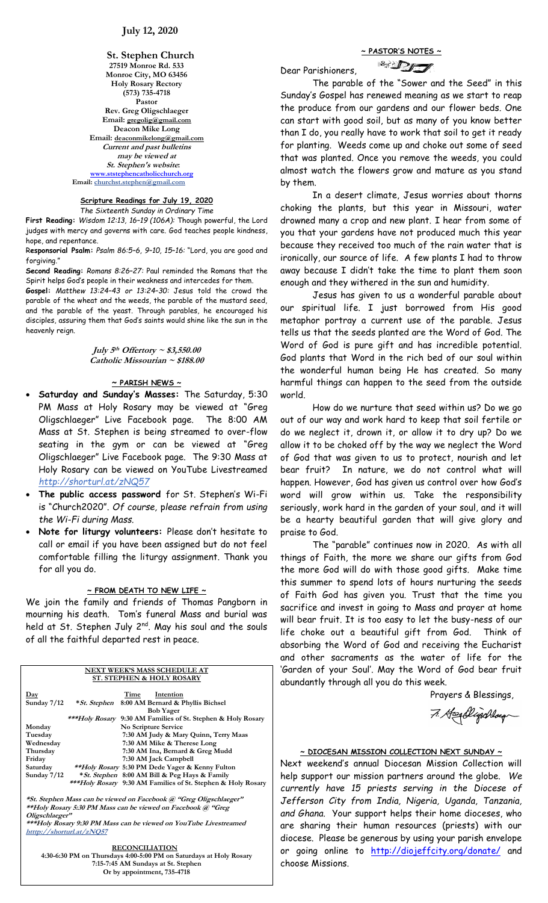## July 12, 2020

**St. Stephen Church**
**27519 Monroe Rd. 533**
**Monroe City, MO 63456**
**Holy Rosary Rectory**
**(573) 735-4718**
**Pastor**
**Rev. Greg Oligschlaeger**
**Email: gregolig@gmail.com**
**Deacon Mike Long**
**Email: deaconmikelong@gmail.com**
***Current and past bulletins may be viewed at St. Stephen's website*:**
**www.ststephencatholicchurch.org**
**Email: churchst.stephen@gmail.com**

### Scripture Readings for July 19, 2020

*The Sixteenth Sunday in Ordinary Time*

**First Reading:** *Wisdom 12:13, 16–19 (106A):* Though powerful, the Lord judges with mercy and governs with care. God teaches people kindness, hope, and repentance.

**Responsorial Psalm:** *Psalm 86:5–6, 9–10, 15–16:* "Lord, you are good and forgiving."

**Second Reading:** *Romans 8:26–27:* Paul reminded the Romans that the Spirit helps God's people in their weakness and intercedes for them.

**Gospel:** *Matthew 13:24–43 or 13:24–30:* Jesus told the crowd the parable of the wheat and the weeds, the parable of the mustard seed, and the parable of the yeast. Through parables, he encouraged his disciples, assuring them that God's saints would shine like the sun in the heavenly reign.

***July 5th Offertory ~ $3,550.00***
***Catholic Missourian ~ $188.00***

### ~ PARISH NEWS ~

- **Saturday and Sunday's Masses:** The Saturday, 5:30 PM Mass at Holy Rosary may be viewed at "Greg Oligschlaeger" Live Facebook page. The 8:00 AM Mass at St. Stephen is being streamed to over-flow seating in the gym or can be viewed at "Greg Oligschlaeger" Live Facebook page. The 9:30 Mass at Holy Rosary can be viewed on YouTube Livestreamed *http://shorturl.at/zNQ57*
- **The public access password** for St. Stephen's Wi-Fi is "Church2020". *Of course, please refrain from using the Wi-Fi during Mass.*
- **Note for liturgy volunteers:** Please don't hesitate to call or email if you have been assigned but do not feel comfortable filling the liturgy assignment. Thank you for all you do.

### ~ FROM DEATH TO NEW LIFE ~

We join the family and friends of Thomas Pangborn in mourning his death. Tom's funeral Mass and burial was held at St. Stephen July 2nd. May his soul and the souls of all the faithful departed rest in peace.

### NEXT WEEK'S MASS SCHEDULE AT ST. STEPHEN & HOLY ROSARY

| Day | | Time Intention |
|---|---|---|
| Sunday 7/12 | *St. Stephen | 8:00 AM Bernard & Phyllis Bichsel, Bob Yager |
| | ***Holy Rosary | 9:30 AM Families of St. Stephen & Holy Rosary |
| Monday | | No Scripture Service |
| Tuesday | | 7:30 AM Judy & Mary Quinn, Terry Maas |
| Wednesday | | 7:30 AM Mike & Therese Long |
| Thursday | | 7:30 AM Ina, Bernard & Greg Mudd |
| Friday | | 7:30 AM Jack Campbell |
| Saturday | **Holy Rosary | 5:30 PM Dede Yager & Kenny Fulton |
| Sunday 7/12 | *St. Stephen | 8:00 AM Bill & Peg Hays & Family |
| | ***Holy Rosary | 9:30 AM Families of St. Stephen & Holy Rosary |

**\*St. Stephen Mass can be viewed on Facebook @ "Greg Oligschlaeger"**
**\*\*Holy Rosary 5:30 PM Mass can be viewed on Facebook @ "Greg Oligschlaeger"**
**\*\*\*Holy Rosary 9:30 PM Mass can be viewed on YouTube Livestreamed htttp://shorturl.at/zNQ57**

**RECONCILIATION**
**4:30-6:30 PM on Thursdays 4:00-5:00 PM on Saturdays at Holy Rosary**
**7:15-7:45 AM Sundays at St. Stephen**
**Or by appointment, 735-4718**

### ~ PASTOR'S NOTES ~

Dear Parishioners,

The parable of the "Sower and the Seed" in this Sunday's Gospel has renewed meaning as we start to reap the produce from our gardens and our flower beds. One can start with good soil, but as many of you know better than I do, you really have to work that soil to get it ready for planting. Weeds come up and choke out some of seed that was planted. Once you remove the weeds, you could almost watch the flowers grow and mature as you stand by them.

In a desert climate, Jesus worries about thorns choking the plants, but this year in Missouri, water drowned many a crop and new plant. I hear from some of you that your gardens have not produced much this year because they received too much of the rain water that is ironically, our source of life. A few plants I had to throw away because I didn't take the time to plant them soon enough and they withered in the sun and humidity.

Jesus has given to us a wonderful parable about our spiritual life. I just borrowed from His good metaphor portray a current use of the parable. Jesus tells us that the seeds planted are the Word of God. The Word of God is pure gift and has incredible potential. God plants that Word in the rich bed of our soul within the wonderful human being He has created. So many harmful things can happen to the seed from the outside world.

How do we nurture that seed within us? Do we go out of our way and work hard to keep that soil fertile or do we neglect it, drown it, or allow it to dry up? Do we allow it to be choked off by the way we neglect the Word of God that was given to us to protect, nourish and let bear fruit? In nature, we do not control what will happen. However, God has given us control over how God's word will grow within us. Take the responsibility seriously, work hard in the garden of your soul, and it will be a hearty beautiful garden that will give glory and praise to God.

The "parable" continues now in 2020. As with all things of Faith, the more we share our gifts from God the more God will do with those good gifts. Make time this summer to spend lots of hours nurturing the seeds of Faith God has given you. Trust that the time you sacrifice and invest in going to Mass and prayer at home will bear fruit. It is too easy to let the busy-ness of our life choke out a beautiful gift from God. Think of absorbing the Word of God and receiving the Eucharist and other sacraments as the water of life for the 'Garden of your Soul'. May the Word of God bear fruit abundantly through all you do this week.

Prayers & Blessings,

Fr. Greg Oligschlaeger

### ~ DIOCESAN MISSION COLLECTION NEXT SUNDAY ~

Next weekend's annual Diocesan Mission Collection will help support our mission partners around the globe. *We currently have 15 priests serving in the Diocese of Jefferson City from India, Nigeria, Uganda, Tanzania, and Ghana.* Your support helps their home dioceses, who are sharing their human resources (priests) with our diocese. Please be generous by using your parish envelope or going online to http://diojeffcity.org/donate/ and choose Missions.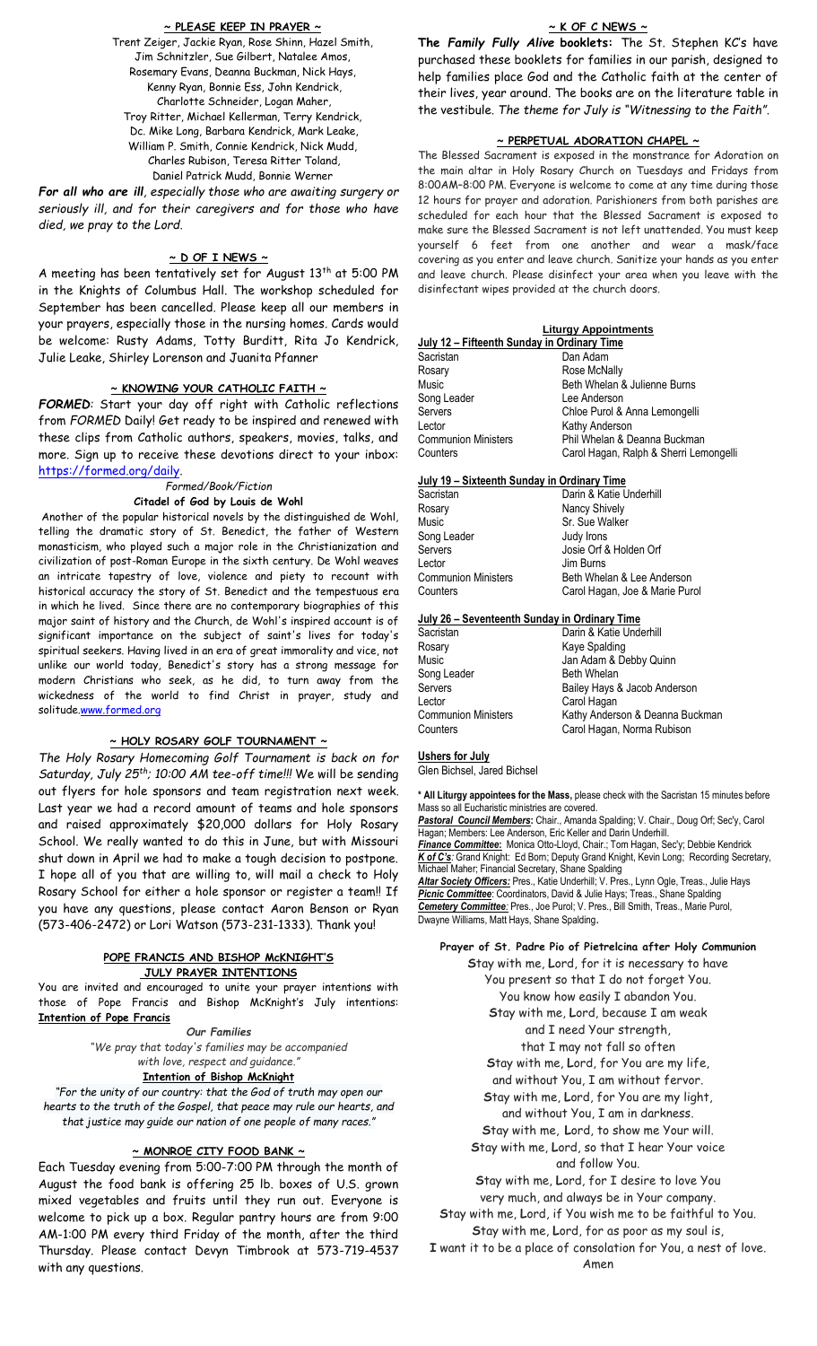## ~ PLEASE KEEP IN PRAYER ~

Trent Zeiger, Jackie Ryan, Rose Shinn, Hazel Smith, Jim Schnitzler, Sue Gilbert, Natalee Amos, Rosemary Evans, Deanna Buckman, Nick Hays, Kenny Ryan, Bonnie Ess, John Kendrick, Charlotte Schneider, Logan Maher, Troy Ritter, Michael Kellerman, Terry Kendrick, Dc. Mike Long, Barbara Kendrick, Mark Leake, William P. Smith, Connie Kendrick, Nick Mudd, Charles Rubison, Teresa Ritter Toland, Daniel Patrick Mudd, Bonnie Werner

***For all who are ill**, especially those who are awaiting surgery or seriously ill, and for their caregivers and for those who have died, we pray to the Lord.*

## ~ D OF I NEWS ~

A meeting has been tentatively set for August 13th at 5:00 PM in the Knights of Columbus Hall. The workshop scheduled for September has been cancelled. Please keep all our members in your prayers, especially those in the nursing homes. Cards would be welcome: Rusty Adams, Totty Burditt, Rita Jo Kendrick, Julie Leake, Shirley Lorenson and Juanita Pfanner

## ~ KNOWING YOUR CATHOLIC FAITH ~

***FORMED***: Start your day off right with Catholic reflections from *FORMED* Daily! Get ready to be inspired and renewed with these clips from Catholic authors, speakers, movies, talks, and more. Sign up to receive these devotions direct to your inbox: https://formed.org/daily.

*Formed/Book/Fiction*

**Citadel of God by Louis de Wohl**

Another of the popular historical novels by the distinguished de Wohl, telling the dramatic story of St. Benedict, the father of Western monasticism, who played such a major role in the Christianization and civilization of post-Roman Europe in the sixth century. De Wohl weaves an intricate tapestry of love, violence and piety to recount with historical accuracy the story of St. Benedict and the tempestuous era in which he lived. Since there are no contemporary biographies of this major saint of history and the Church, de Wohl's inspired account is of significant importance on the subject of saint's lives for today's spiritual seekers. Having lived in an era of great immorality and vice, not unlike our world today, Benedict's story has a strong message for modern Christians who seek, as he did, to turn away from the wickedness of the world to find Christ in prayer, study and solitude.www.formed.org

## ~ HOLY ROSARY GOLF TOURNAMENT ~

*The Holy Rosary Homecoming Golf Tournament is back on for Saturday, July 25th; 10:00 AM tee-off time!!!* We will be sending out flyers for hole sponsors and team registration next week. Last year we had a record amount of teams and hole sponsors and raised approximately $20,000 dollars for Holy Rosary School. We really wanted to do this in June, but with Missouri shut down in April we had to make a tough decision to postpone. I hope all of you that are willing to, will mail a check to Holy Rosary School for either a hole sponsor or register a team!! If you have any questions, please contact Aaron Benson or Ryan (573-406-2472) or Lori Watson (573-231-1333). Thank you!

## POPE FRANCIS AND BISHOP McKNIGHT'S JULY PRAYER INTENTIONS

You are invited and encouraged to unite your prayer intentions with those of Pope Francis and Bishop McKnight's July intentions:

**Intention of Pope Francis**

***Our Families***

*"We pray that today's families may be accompanied with love, respect and guidance."*

**Intention of Bishop McKnight**

*"For the unity of our country: that the God of truth may open our hearts to the truth of the Gospel, that peace may rule our hearts, and that justice may guide our nation of one people of many races."*

## ~ MONROE CITY FOOD BANK ~

Each Tuesday evening from 5:00-7:00 PM through the month of August the food bank is offering 25 lb. boxes of U.S. grown mixed vegetables and fruits until they run out. Everyone is welcome to pick up a box. Regular pantry hours are from 9:00 AM-1:00 PM every third Friday of the month, after the third Thursday. Please contact Devyn Timbrook at 573-719-4537 with any questions.

## ~ K OF C NEWS ~

**The *Family Fully Alive* booklets:** The St. Stephen KC's have purchased these booklets for families in our parish, designed to help families place God and the Catholic faith at the center of their lives, year around. The books are on the literature table in the vestibule. *The theme for July is "Witnessing to the Faith".*

## ~ PERPETUAL ADORATION CHAPEL ~

The Blessed Sacrament is exposed in the monstrance for Adoration on the main altar in Holy Rosary Church on Tuesdays and Fridays from 8:00AM–8:00 PM. Everyone is welcome to come at any time during those 12 hours for prayer and adoration. Parishioners from both parishes are scheduled for each hour that the Blessed Sacrament is exposed to make sure the Blessed Sacrament is not left unattended. You must keep yourself 6 feet from one another and wear a mask/face covering as you enter and leave church. Sanitize your hands as you enter and leave church. Please disinfect your area when you leave with the disinfectant wipes provided at the church doors.

## Liturgy Appointments

**July 12 – Fifteenth Sunday in Ordinary Time**

| | |
|---|---|
| Sacristan | Dan Adam |
| Rosary | Rose McNally |
| Music | Beth Whelan & Julienne Burns |
| Song Leader | Lee Anderson |
| Servers | Chloe Purol & Anna Lemongelli |
| Lector | Kathy Anderson |
| Communion Ministers | Phil Whelan & Deanna Buckman |
| Counters | Carol Hagan, Ralph & Sherri Lemongelli |

**July 19 – Sixteenth Sunday in Ordinary Time**

| | |
|---|---|
| Sacristan | Darin & Katie Underhill |
| Rosary | Nancy Shively |
| Music | Sr. Sue Walker |
| Song Leader | Judy Irons |
| Servers | Josie Orf & Holden Orf |
| Lector | Jim Burns |
| Communion Ministers | Beth Whelan & Lee Anderson |
| Counters | Carol Hagan, Joe & Marie Purol |

**July 26 – Seventeenth Sunday in Ordinary Time**

| | |
|---|---|
| Sacristan | Darin & Katie Underhill |
| Rosary | Kaye Spalding |
| Music | Jan Adam & Debby Quinn |
| Song Leader | Beth Whelan |
| Servers | Bailey Hays & Jacob Anderson |
| Lector | Carol Hagan |
| Communion Ministers | Kathy Anderson & Deanna Buckman |
| Counters | Carol Hagan, Norma Rubison |

**Ushers for July**

Glen Bichsel, Jared Bichsel

\* **All Liturgy appointees for the Mass,** please check with the Sacristan 15 minutes before Mass so all Eucharistic ministries are covered.

***Pastoral Council Members:*** Chair., Amanda Spalding; V. Chair., Doug Orf; Sec'y, Carol Hagan; Members: Lee Anderson, Eric Keller and Darin Underhill.

***Finance Committee:*** Monica Otto-Lloyd, Chair.; Tom Hagan, Sec'y; Debbie Kendrick

***K of C's****:* Grand Knight: Ed Born; Deputy Grand Knight, Kevin Long; Recording Secretary, Michael Maher; Financial Secretary, Shane Spalding

***Altar Society Officers:*** Pres., Katie Underhill; V. Pres., Lynn Ogle, Treas., Julie Hays

***Picnic Committee***: Coordinators, David & Julie Hays; Treas., Shane Spalding

***Cemetery Committee:*** Pres., Joe Purol; V. Pres., Bill Smith, Treas., Marie Purol, Dwayne Williams, Matt Hays, Shane Spalding.

**Prayer of St. Padre Pio of Pietrelcina after Holy Communion**

**S**tay with me, **L**ord, for it is necessary to have
You present so that I do not forget You.
You know how easily I abandon You.
**S**tay with me, **L**ord, because I am weak
and I need Your strength,
that I may not fall so often
**S**tay with me, **L**ord, for You are my life,
and without You, I am without fervor.
**S**tay with me, **L**ord, for You are my light,
and without You, I am in darkness.
**S**tay with me, **L**ord, to show me Your will.
**S**tay with me, **L**ord, so that I hear Your voice
and follow You.
**S**tay with me, **L**ord, for I desire to love You
very much, and always be in Your company.
**S**tay with me, **L**ord, if You wish me to be faithful to You.
**S**tay with me, **L**ord, for as poor as my soul is,
**I** want it to be a place of consolation for You, a nest of love.
Amen